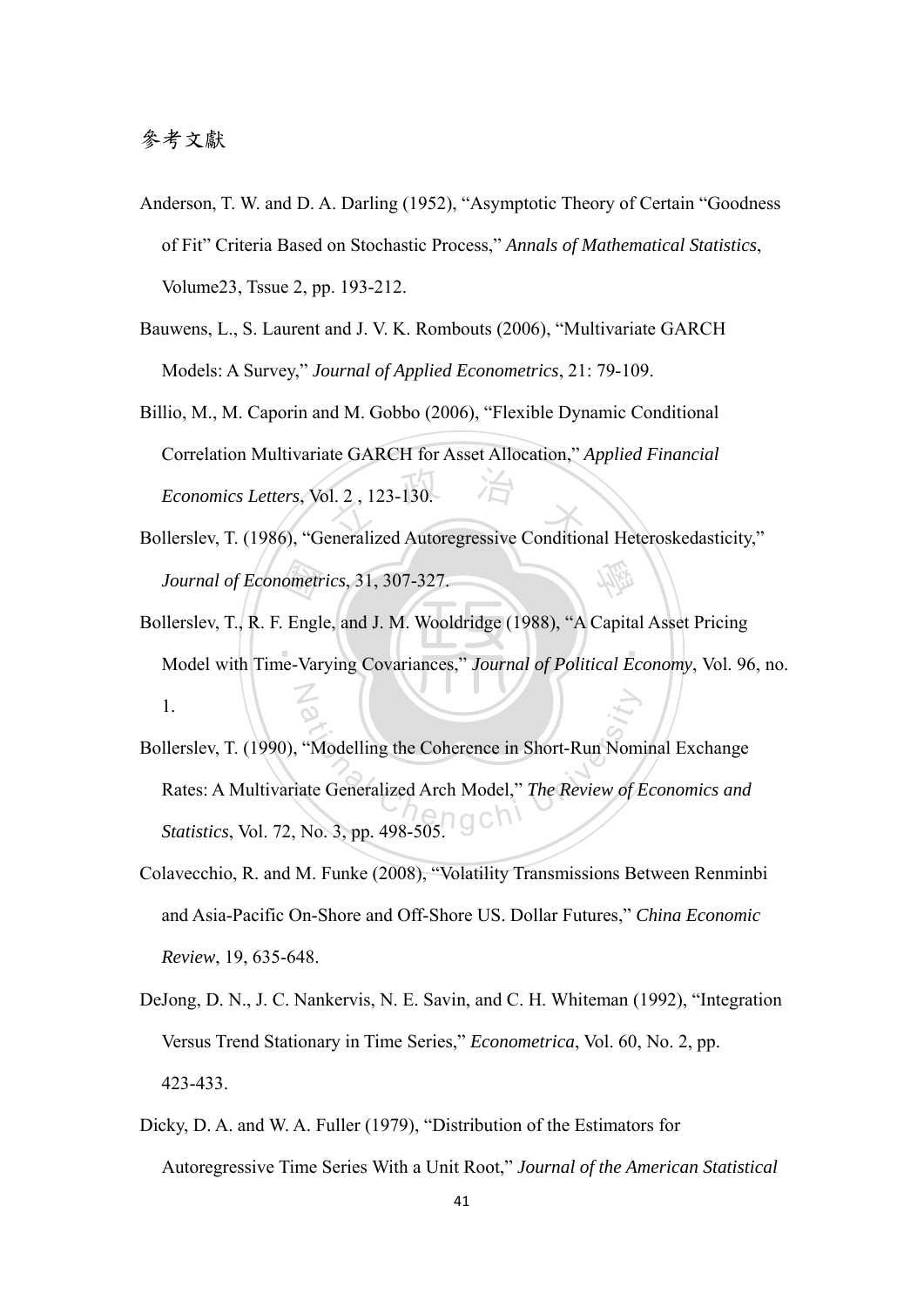# 參考文獻

Anderson, T. W. and D. A. Darling (1952), "Asymptotic Theory of Certain "Goodness of Fit" Criteria Based on Stochastic Process," *Annals of Mathematical Statistics*, Volume23, Tssue 2, pp. 193-212.

Bauwens, L., S. Laurent and J. V. K. Rombouts (2006), "Multivariate GARCH Models: A Survey," *Journal of Applied Econometrics*, 21: 79-109.

Billio, M., M. Caporin and M. Gobbo (2006), "Flexible Dynamic Conditional Correlation Multivariate GARCH for Asset Allocation," *Applied Financial Economics Letters*, Vol. 2 , 123-130.

Bollerslev, T. (1986), "Generalized Autoregressive Conditional Heteroskedasticity," *Journal of Econometrics*, 31, 307-327.

Bollerslev, T., R. F. Engle, and J. M. Wooldridge (1988), "A Capital Asset Pricing Model with Time-Varying Covariances," *Journal of Political Economy*, Vol. 96, no. 1.

Bollerslev, T. (1990), "Modelling the Coherence in Short-Run Nominal Exchange Rates: A Multivariate Generalized Arch Model," *The Review of Economics and Statistics*, Vol. 72, No. 3, pp. 498-505.

Colavecchio, R. and M. Funke (2008), "Volatility Transmissions Between Renminbi and Asia-Pacific On-Shore and Off-Shore US. Dollar Futures," *China Economic Review*, 19, 635-648.

DeJong, D. N., J. C. Nankervis, N. E. Savin, and C. H. Whiteman (1992), "Integration Versus Trend Stationary in Time Series," *Econometrica*, Vol. 60, No. 2, pp. 423-433.

Dicky, D. A. and W. A. Fuller (1979), "Distribution of the Estimators for Autoregressive Time Series With a Unit Root," *Journal of the American Statistical*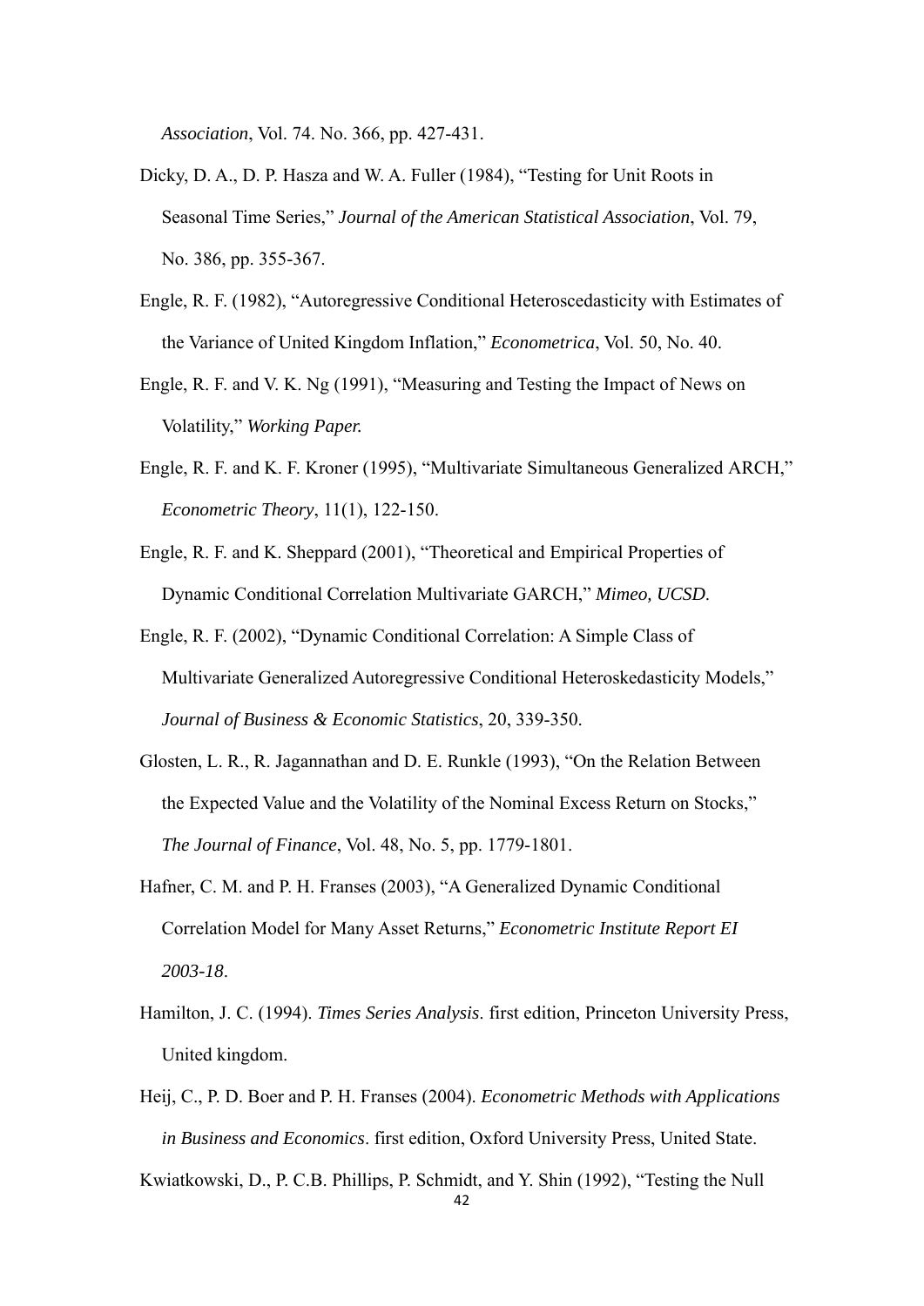*Association*, Vol. 74. No. 366, pp. 427-431.

Dicky, D. A., D. P. Hasza and W. A. Fuller (1984), "Testing for Unit Roots in Seasonal Time Series," *Journal of the American Statistical Association*, Vol. 79, No. 386, pp. 355-367.

Engle, R. F. (1982), "Autoregressive Conditional Heteroscedasticity with Estimates of the Variance of United Kingdom Inflation," *Econometrica*, Vol. 50, No. 40.

Engle, R. F. and V. K. Ng (1991), "Measuring and Testing the Impact of News on Volatility," *Working Paper.*

Engle, R. F. and K. F. Kroner (1995), "Multivariate Simultaneous Generalized ARCH," *Econometric Theory*, 11(1), 122-150.

Engle, R. F. and K. Sheppard (2001), "Theoretical and Empirical Properties of Dynamic Conditional Correlation Multivariate GARCH," *Mimeo, UCSD*.

Engle, R. F. (2002), "Dynamic Conditional Correlation: A Simple Class of Multivariate Generalized Autoregressive Conditional Heteroskedasticity Models," *Journal of Business & Economic Statistics*, 20, 339-350.

Glosten, L. R., R. Jagannathan and D. E. Runkle (1993), "On the Relation Between the Expected Value and the Volatility of the Nominal Excess Return on Stocks," *The Journal of Finance*, Vol. 48, No. 5, pp. 1779-1801.

Hafner, C. M. and P. H. Franses (2003), "A Generalized Dynamic Conditional Correlation Model for Many Asset Returns," *Econometric Institute Report EI 2003-18*.

Hamilton, J. C. (1994). *Times Series Analysis*. first edition, Princeton University Press, United kingdom.

Heij, C., P. D. Boer and P. H. Franses (2004). *Econometric Methods with Applications in Business and Economics*. first edition, Oxford University Press, United State.

Kwiatkowski, D., P. C.B. Phillips, P. Schmidt, and Y. Shin (1992), "Testing the Null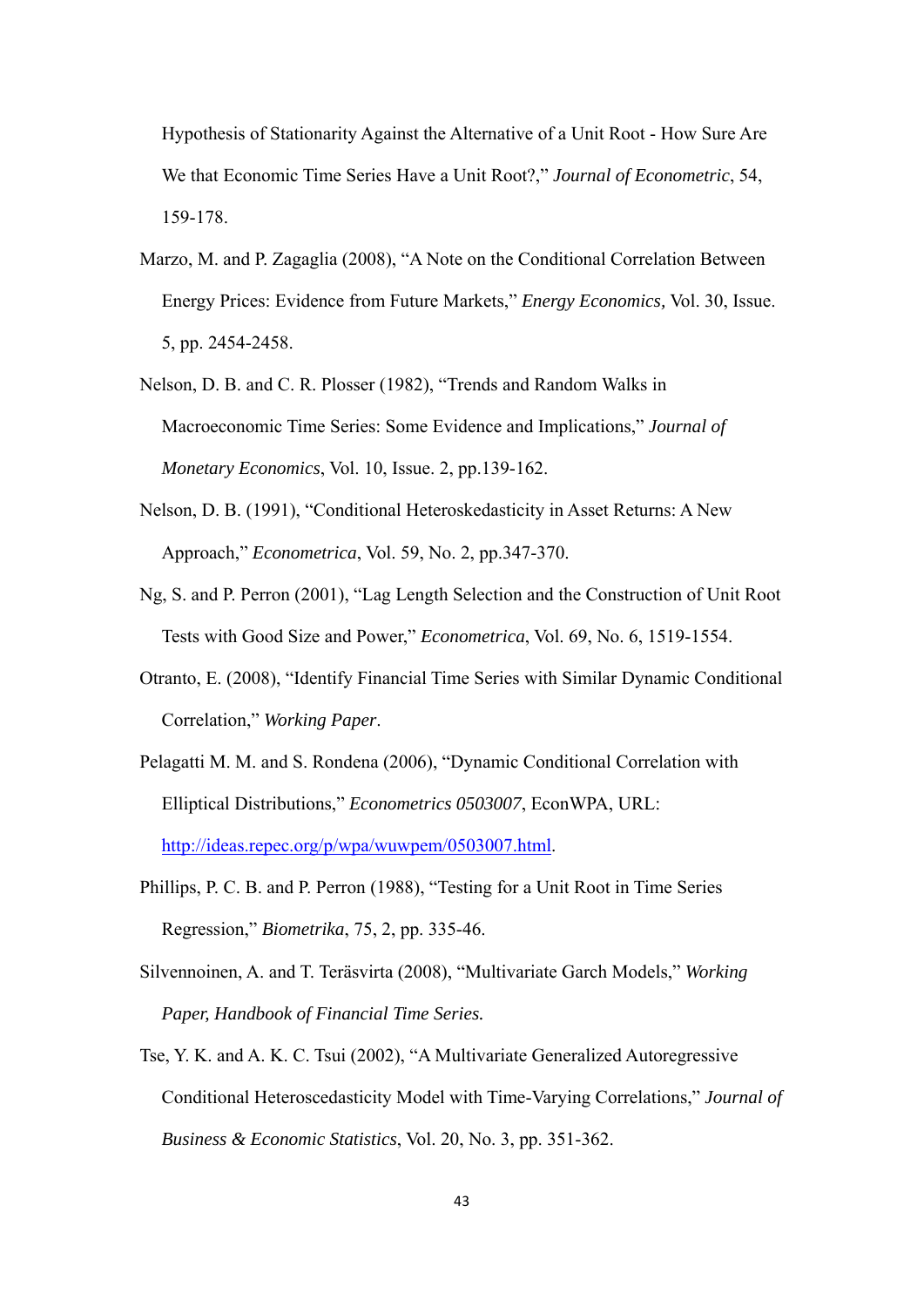Hypothesis of Stationarity Against the Alternative of a Unit Root - How Sure Are We that Economic Time Series Have a Unit Root?," *Journal of Econometric*, 54, 159-178.

Marzo, M. and P. Zagaglia (2008), "A Note on the Conditional Correlation Between Energy Prices: Evidence from Future Markets," *Energy Economics,* Vol. 30, Issue. 5, pp. 2454-2458.

Nelson, D. B. and C. R. Plosser (1982), "Trends and Random Walks in Macroeconomic Time Series: Some Evidence and Implications," *Journal of Monetary Economics*, Vol. 10, Issue. 2, pp.139-162.

Nelson, D. B. (1991), "Conditional Heteroskedasticity in Asset Returns: A New Approach," *Econometrica*, Vol. 59, No. 2, pp.347-370.

Ng, S. and P. Perron (2001), "Lag Length Selection and the Construction of Unit Root Tests with Good Size and Power," *Econometrica*, Vol. 69, No. 6, 1519-1554.

Otranto, E. (2008), "Identify Financial Time Series with Similar Dynamic Conditional Correlation," *Working Paper*.

Pelagatti M. M. and S. Rondena (2006), "Dynamic Conditional Correlation with Elliptical Distributions," *Econometrics 0503007*, EconWPA, URL: http://ideas.repec.org/p/wpa/wuwpem/0503007.html.

Phillips, P. C. B. and P. Perron (1988), "Testing for a Unit Root in Time Series Regression," *Biometrika*, 75, 2, pp. 335-46.

Silvennoinen, A. and T. Teräsvirta (2008), "Multivariate Garch Models," *Working Paper, Handbook of Financial Time Series.*

Tse, Y. K. and A. K. C. Tsui (2002), "A Multivariate Generalized Autoregressive Conditional Heteroscedasticity Model with Time-Varying Correlations," *Journal of Business & Economic Statistics*, Vol. 20, No. 3, pp. 351-362.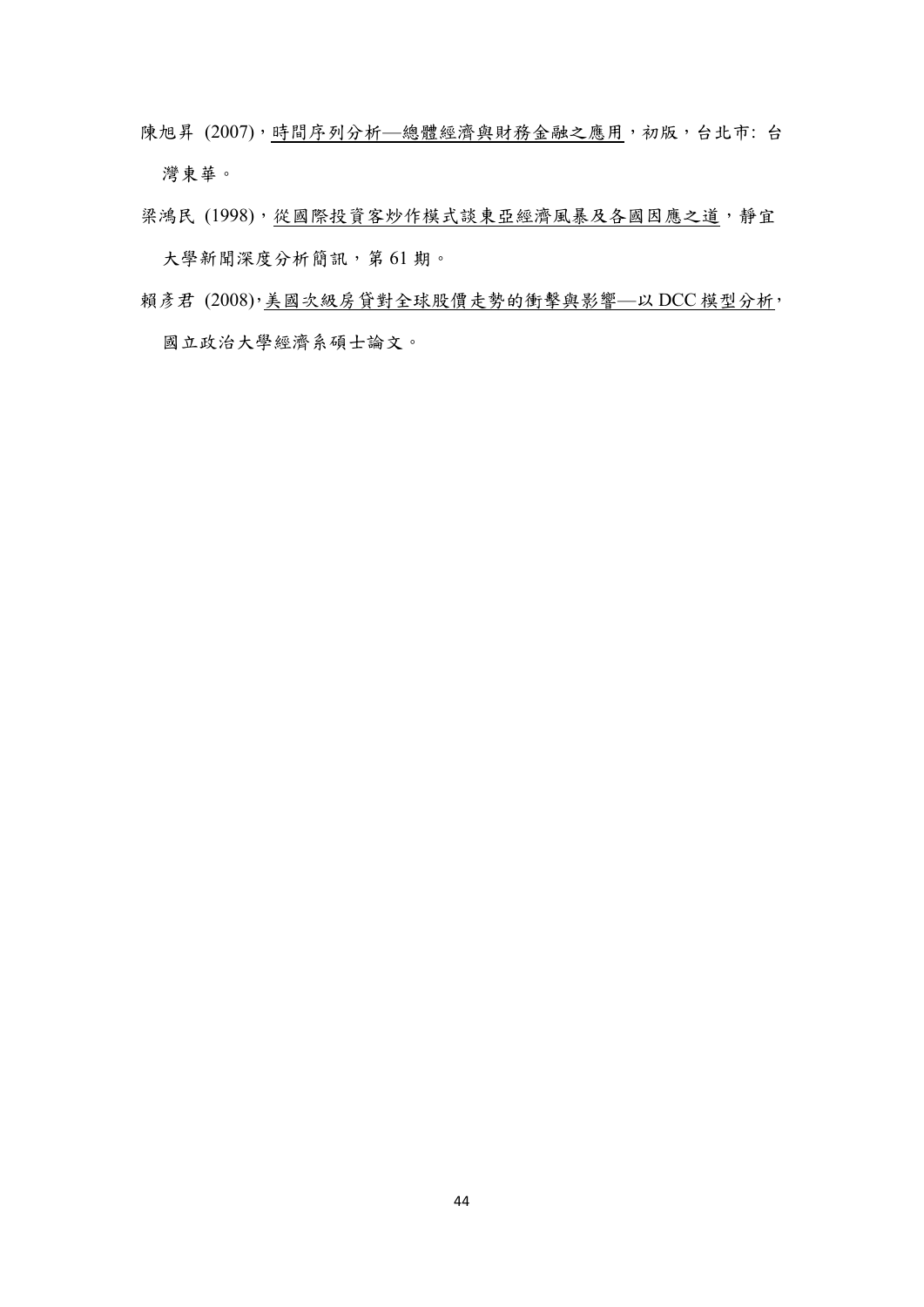陳旭昇 (2007)，<u>時間序列分析—總體經濟與財務金融之應用</u>，初版，台北市: 台灣東華。

梁鴻民 (1998)，<u>從國際投資客炒作模式談東亞經濟風暴及各國因應之道</u>，靜宜大學新聞深度分析簡訊，第 61 期。

賴彥君 (2008)，<u>美國次級房貸對全球股價走勢的衝擊與影響—以 DCC 模型分析</u>，國立政治大學經濟系碩士論文。